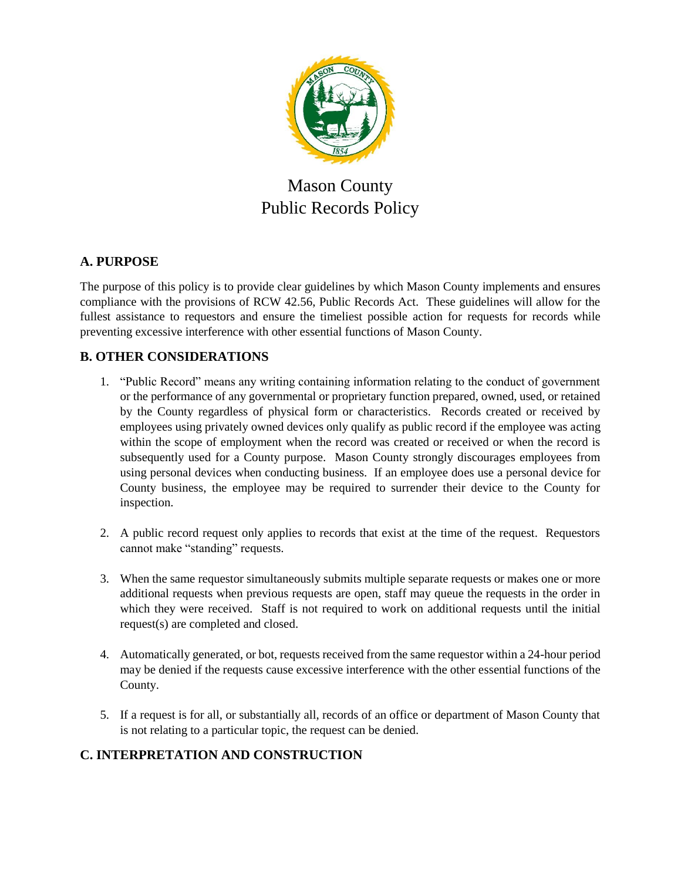# Mason County
# Public Records Policy

## A. PURPOSE

The purpose of this policy is to provide clear guidelines by which Mason County implements and ensures compliance with the provisions of RCW 42.56, Public Records Act. These guidelines will allow for the fullest assistance to requestors and ensure the timeliest possible action for requests for records while preventing excessive interference with other essential functions of Mason County.

## B. OTHER CONSIDERATIONS

1. "Public Record" means any writing containing information relating to the conduct of government or the performance of any governmental or proprietary function prepared, owned, used, or retained by the County regardless of physical form or characteristics. Records created or received by employees using privately owned devices only qualify as public record if the employee was acting within the scope of employment when the record was created or received or when the record is subsequently used for a County purpose. Mason County strongly discourages employees from using personal devices when conducting business. If an employee does use a personal device for County business, the employee may be required to surrender their device to the County for inspection.

2. A public record request only applies to records that exist at the time of the request. Requestors cannot make "standing" requests.

3. When the same requestor simultaneously submits multiple separate requests or makes one or more additional requests when previous requests are open, staff may queue the requests in the order in which they were received. Staff is not required to work on additional requests until the initial request(s) are completed and closed.

4. Automatically generated, or bot, requests received from the same requestor within a 24-hour period may be denied if the requests cause excessive interference with the other essential functions of the County.

5. If a request is for all, or substantially all, records of an office or department of Mason County that is not relating to a particular topic, the request can be denied.

## C. INTERPRETATION AND CONSTRUCTION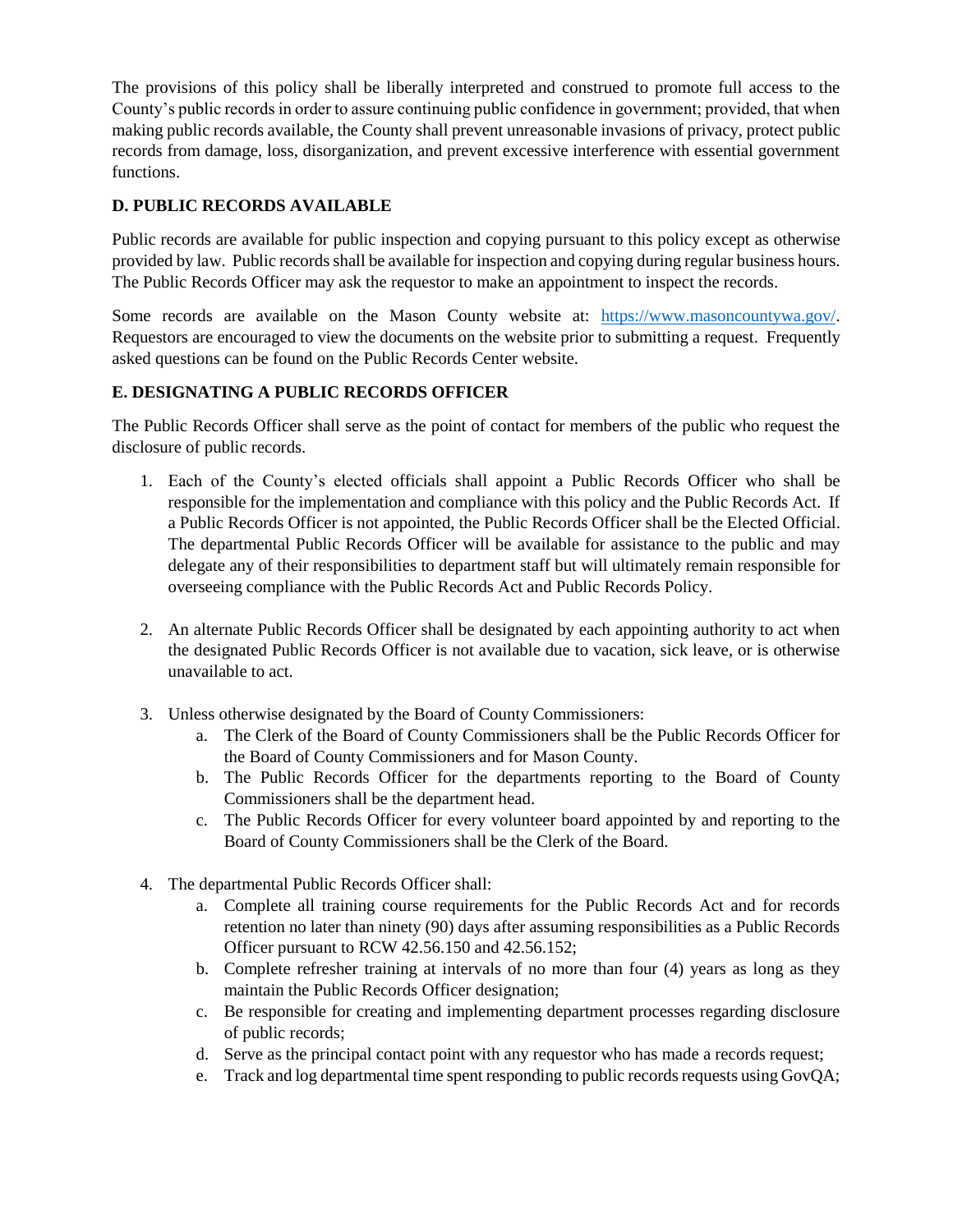The provisions of this policy shall be liberally interpreted and construed to promote full access to the County's public records in order to assure continuing public confidence in government; provided, that when making public records available, the County shall prevent unreasonable invasions of privacy, protect public records from damage, loss, disorganization, and prevent excessive interference with essential government functions.

**D. PUBLIC RECORDS AVAILABLE**

Public records are available for public inspection and copying pursuant to this policy except as otherwise provided by law. Public records shall be available for inspection and copying during regular business hours. The Public Records Officer may ask the requestor to make an appointment to inspect the records.

Some records are available on the Mason County website at: [https://www.masoncountywa.gov/](https://www.masoncountywa.gov/). Requestors are encouraged to view the documents on the website prior to submitting a request. Frequently asked questions can be found on the Public Records Center website.

**E. DESIGNATING A PUBLIC RECORDS OFFICER**

The Public Records Officer shall serve as the point of contact for members of the public who request the disclosure of public records.

1. Each of the County's elected officials shall appoint a Public Records Officer who shall be responsible for the implementation and compliance with this policy and the Public Records Act. If a Public Records Officer is not appointed, the Public Records Officer shall be the Elected Official. The departmental Public Records Officer will be available for assistance to the public and may delegate any of their responsibilities to department staff but will ultimately remain responsible for overseeing compliance with the Public Records Act and Public Records Policy.

2. An alternate Public Records Officer shall be designated by each appointing authority to act when the designated Public Records Officer is not available due to vacation, sick leave, or is otherwise unavailable to act.

3. Unless otherwise designated by the Board of County Commissioners:
   a. The Clerk of the Board of County Commissioners shall be the Public Records Officer for the Board of County Commissioners and for Mason County.
   b. The Public Records Officer for the departments reporting to the Board of County Commissioners shall be the department head.
   c. The Public Records Officer for every volunteer board appointed by and reporting to the Board of County Commissioners shall be the Clerk of the Board.

4. The departmental Public Records Officer shall:
   a. Complete all training course requirements for the Public Records Act and for records retention no later than ninety (90) days after assuming responsibilities as a Public Records Officer pursuant to RCW 42.56.150 and 42.56.152;
   b. Complete refresher training at intervals of no more than four (4) years as long as they maintain the Public Records Officer designation;
   c. Be responsible for creating and implementing department processes regarding disclosure of public records;
   d. Serve as the principal contact point with any requestor who has made a records request;
   e. Track and log departmental time spent responding to public records requests using GovQA;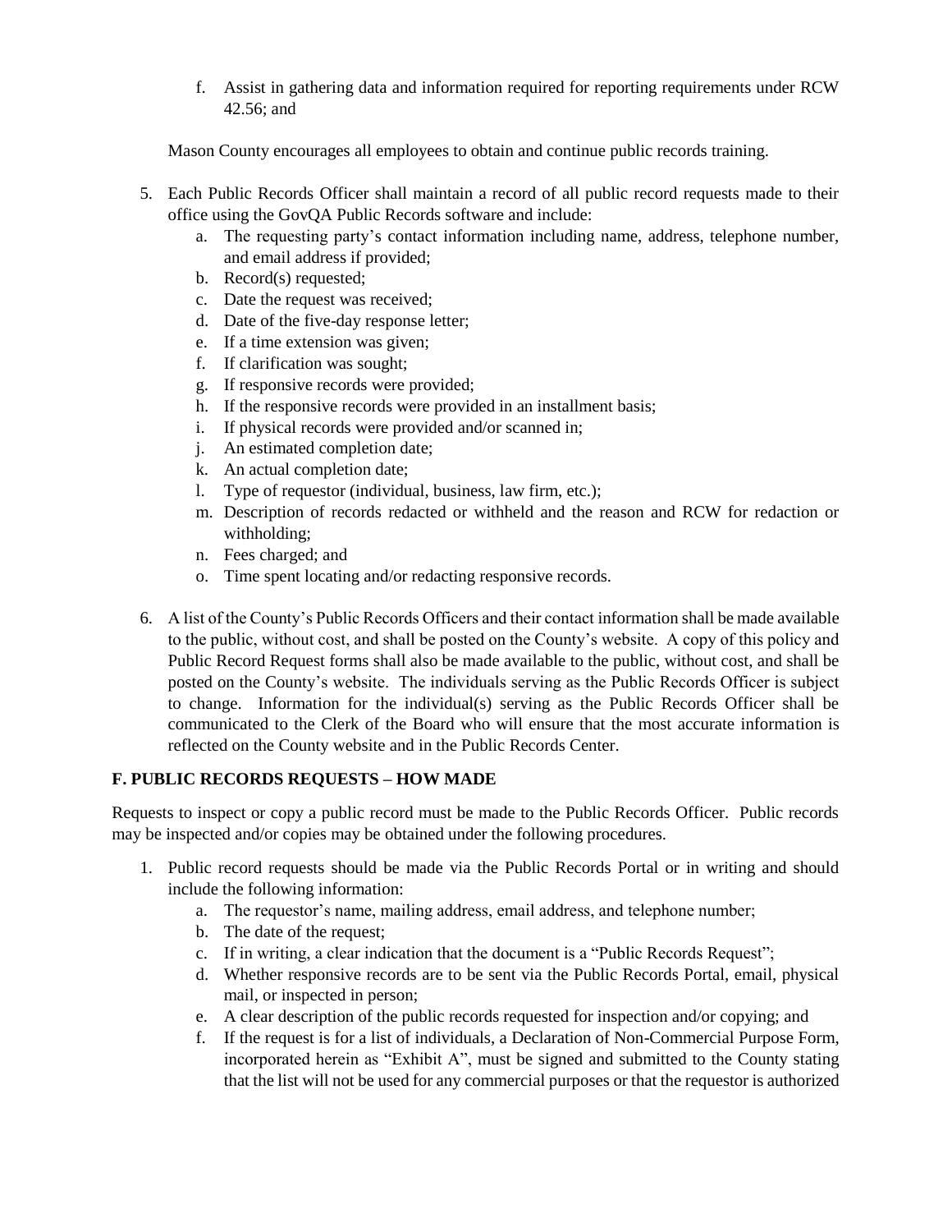f. Assist in gathering data and information required for reporting requirements under RCW 42.56; and

   Mason County encourages all employees to obtain and continue public records training.

5. Each Public Records Officer shall maintain a record of all public record requests made to their office using the GovQA Public Records software and include:
   a. The requesting party's contact information including name, address, telephone number, and email address if provided;
   b. Record(s) requested;
   c. Date the request was received;
   d. Date of the five-day response letter;
   e. If a time extension was given;
   f. If clarification was sought;
   g. If responsive records were provided;
   h. If the responsive records were provided in an installment basis;
   i. If physical records were provided and/or scanned in;
   j. An estimated completion date;
   k. An actual completion date;
   l. Type of requestor (individual, business, law firm, etc.);
   m. Description of records redacted or withheld and the reason and RCW for redaction or withholding;
   n. Fees charged; and
   o. Time spent locating and/or redacting responsive records.

6. A list of the County's Public Records Officers and their contact information shall be made available to the public, without cost, and shall be posted on the County's website. A copy of this policy and Public Record Request forms shall also be made available to the public, without cost, and shall be posted on the County's website. The individuals serving as the Public Records Officer is subject to change. Information for the individual(s) serving as the Public Records Officer shall be communicated to the Clerk of the Board who will ensure that the most accurate information is reflected on the County website and in the Public Records Center.

## F. PUBLIC RECORDS REQUESTS – HOW MADE

Requests to inspect or copy a public record must be made to the Public Records Officer. Public records may be inspected and/or copies may be obtained under the following procedures.

1. Public record requests should be made via the Public Records Portal or in writing and should include the following information:
   a. The requestor's name, mailing address, email address, and telephone number;
   b. The date of the request;
   c. If in writing, a clear indication that the document is a "Public Records Request";
   d. Whether responsive records are to be sent via the Public Records Portal, email, physical mail, or inspected in person;
   e. A clear description of the public records requested for inspection and/or copying; and
   f. If the request is for a list of individuals, a Declaration of Non-Commercial Purpose Form, incorporated herein as "Exhibit A", must be signed and submitted to the County stating that the list will not be used for any commercial purposes or that the requestor is authorized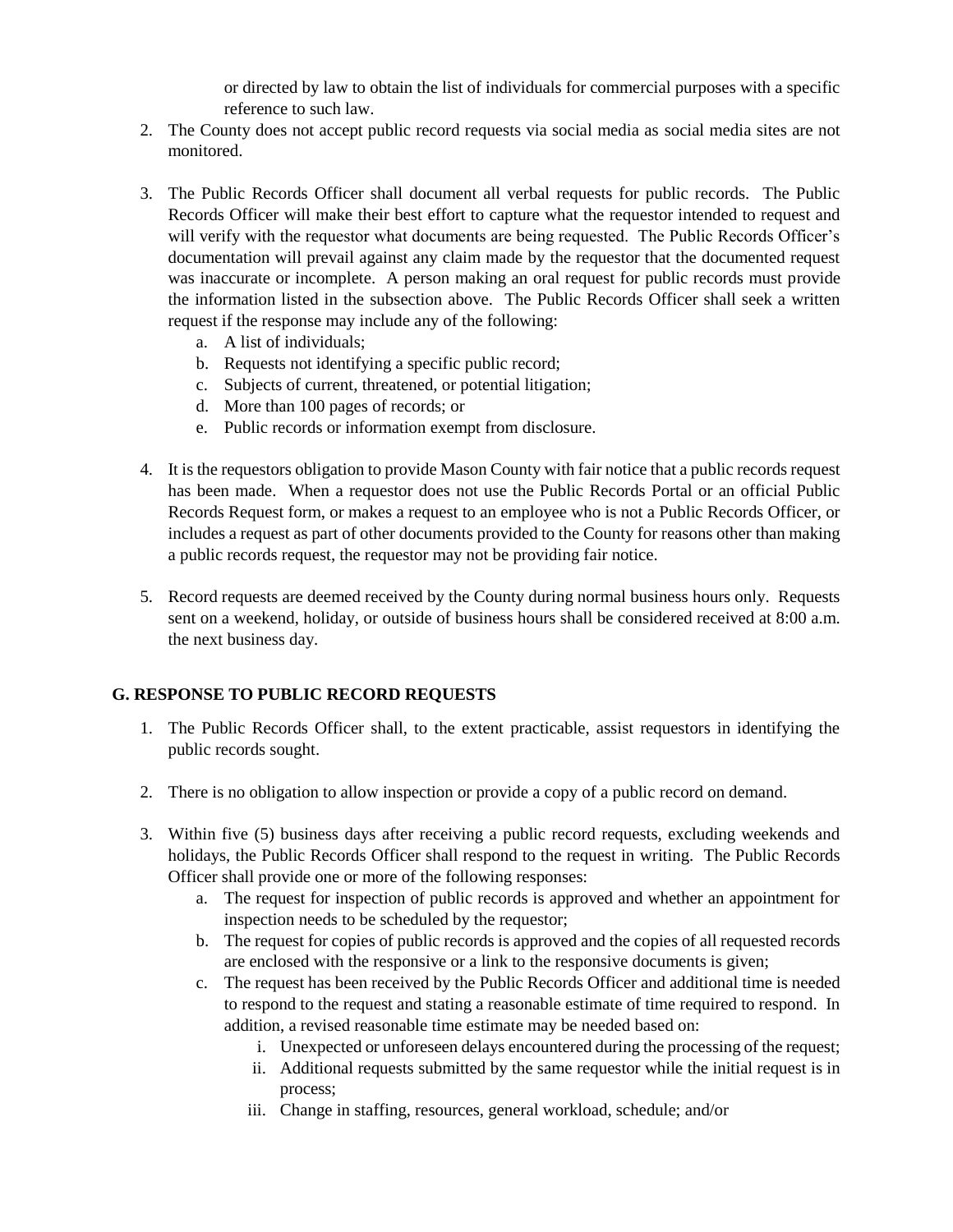or directed by law to obtain the list of individuals for commercial purposes with a specific reference to such law.

2. The County does not accept public record requests via social media as social media sites are not monitored.

3. The Public Records Officer shall document all verbal requests for public records. The Public Records Officer will make their best effort to capture what the requestor intended to request and will verify with the requestor what documents are being requested. The Public Records Officer's documentation will prevail against any claim made by the requestor that the documented request was inaccurate or incomplete. A person making an oral request for public records must provide the information listed in the subsection above. The Public Records Officer shall seek a written request if the response may include any of the following:
   a. A list of individuals;
   b. Requests not identifying a specific public record;
   c. Subjects of current, threatened, or potential litigation;
   d. More than 100 pages of records; or
   e. Public records or information exempt from disclosure.

4. It is the requestors obligation to provide Mason County with fair notice that a public records request has been made. When a requestor does not use the Public Records Portal or an official Public Records Request form, or makes a request to an employee who is not a Public Records Officer, or includes a request as part of other documents provided to the County for reasons other than making a public records request, the requestor may not be providing fair notice.

5. Record requests are deemed received by the County during normal business hours only. Requests sent on a weekend, holiday, or outside of business hours shall be considered received at 8:00 a.m. the next business day.

## G. RESPONSE TO PUBLIC RECORD REQUESTS

1. The Public Records Officer shall, to the extent practicable, assist requestors in identifying the public records sought.

2. There is no obligation to allow inspection or provide a copy of a public record on demand.

3. Within five (5) business days after receiving a public record requests, excluding weekends and holidays, the Public Records Officer shall respond to the request in writing. The Public Records Officer shall provide one or more of the following responses:
   a. The request for inspection of public records is approved and whether an appointment for inspection needs to be scheduled by the requestor;
   b. The request for copies of public records is approved and the copies of all requested records are enclosed with the responsive or a link to the responsive documents is given;
   c. The request has been received by the Public Records Officer and additional time is needed to respond to the request and stating a reasonable estimate of time required to respond. In addition, a revised reasonable time estimate may be needed based on:
      i. Unexpected or unforeseen delays encountered during the processing of the request;
      ii. Additional requests submitted by the same requestor while the initial request is in process;
      iii. Change in staffing, resources, general workload, schedule; and/or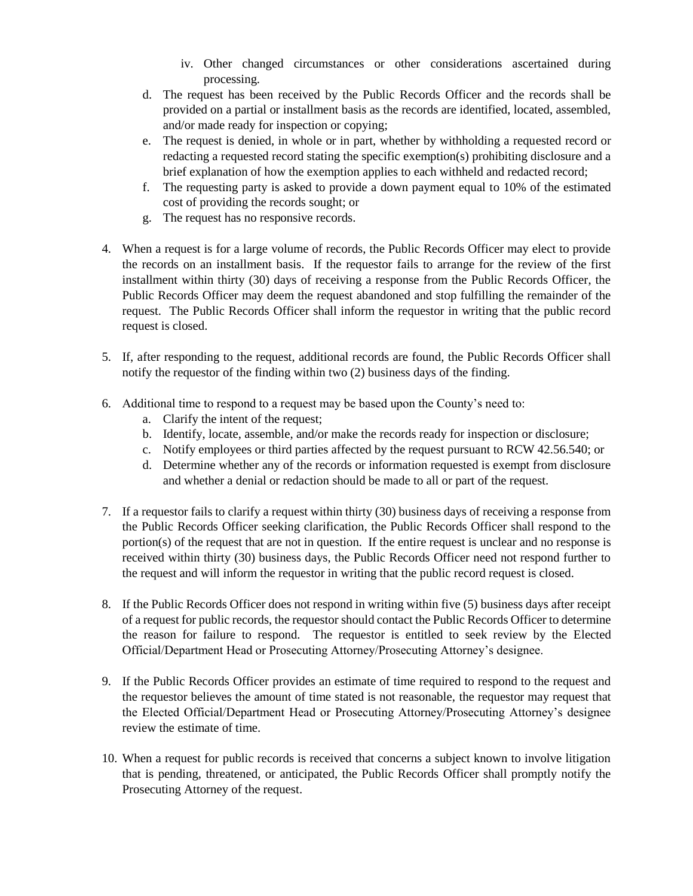iv. Other changed circumstances or other considerations ascertained during processing.

   d. The request has been received by the Public Records Officer and the records shall be provided on a partial or installment basis as the records are identified, located, assembled, and/or made ready for inspection or copying;
   e. The request is denied, in whole or in part, whether by withholding a requested record or redacting a requested record stating the specific exemption(s) prohibiting disclosure and a brief explanation of how the exemption applies to each withheld and redacted record;
   f. The requesting party is asked to provide a down payment equal to 10% of the estimated cost of providing the records sought; or
   g. The request has no responsive records.

4. When a request is for a large volume of records, the Public Records Officer may elect to provide the records on an installment basis. If the requestor fails to arrange for the review of the first installment within thirty (30) days of receiving a response from the Public Records Officer, the Public Records Officer may deem the request abandoned and stop fulfilling the remainder of the request. The Public Records Officer shall inform the requestor in writing that the public record request is closed.

5. If, after responding to the request, additional records are found, the Public Records Officer shall notify the requestor of the finding within two (2) business days of the finding.

6. Additional time to respond to a request may be based upon the County's need to:
   a. Clarify the intent of the request;
   b. Identify, locate, assemble, and/or make the records ready for inspection or disclosure;
   c. Notify employees or third parties affected by the request pursuant to RCW 42.56.540; or
   d. Determine whether any of the records or information requested is exempt from disclosure and whether a denial or redaction should be made to all or part of the request.

7. If a requestor fails to clarify a request within thirty (30) business days of receiving a response from the Public Records Officer seeking clarification, the Public Records Officer shall respond to the portion(s) of the request that are not in question. If the entire request is unclear and no response is received within thirty (30) business days, the Public Records Officer need not respond further to the request and will inform the requestor in writing that the public record request is closed.

8. If the Public Records Officer does not respond in writing within five (5) business days after receipt of a request for public records, the requestor should contact the Public Records Officer to determine the reason for failure to respond. The requestor is entitled to seek review by the Elected Official/Department Head or Prosecuting Attorney/Prosecuting Attorney's designee.

9. If the Public Records Officer provides an estimate of time required to respond to the request and the requestor believes the amount of time stated is not reasonable, the requestor may request that the Elected Official/Department Head or Prosecuting Attorney/Prosecuting Attorney's designee review the estimate of time.

10. When a request for public records is received that concerns a subject known to involve litigation that is pending, threatened, or anticipated, the Public Records Officer shall promptly notify the Prosecuting Attorney of the request.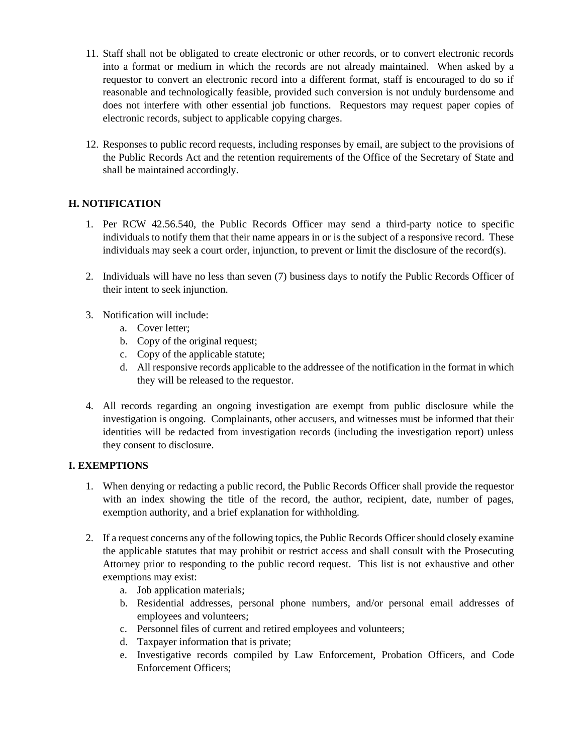11. Staff shall not be obligated to create electronic or other records, or to convert electronic records into a format or medium in which the records are not already maintained. When asked by a requestor to convert an electronic record into a different format, staff is encouraged to do so if reasonable and technologically feasible, provided such conversion is not unduly burdensome and does not interfere with other essential job functions. Requestors may request paper copies of electronic records, subject to applicable copying charges.

12. Responses to public record requests, including responses by email, are subject to the provisions of the Public Records Act and the retention requirements of the Office of the Secretary of State and shall be maintained accordingly.

## H. NOTIFICATION

1. Per RCW 42.56.540, the Public Records Officer may send a third-party notice to specific individuals to notify them that their name appears in or is the subject of a responsive record. These individuals may seek a court order, injunction, to prevent or limit the disclosure of the record(s).

2. Individuals will have no less than seven (7) business days to notify the Public Records Officer of their intent to seek injunction.

3. Notification will include:
   a. Cover letter;
   b. Copy of the original request;
   c. Copy of the applicable statute;
   d. All responsive records applicable to the addressee of the notification in the format in which they will be released to the requestor.

4. All records regarding an ongoing investigation are exempt from public disclosure while the investigation is ongoing. Complainants, other accusers, and witnesses must be informed that their identities will be redacted from investigation records (including the investigation report) unless they consent to disclosure.

## I. EXEMPTIONS

1. When denying or redacting a public record, the Public Records Officer shall provide the requestor with an index showing the title of the record, the author, recipient, date, number of pages, exemption authority, and a brief explanation for withholding.

2. If a request concerns any of the following topics, the Public Records Officer should closely examine the applicable statutes that may prohibit or restrict access and shall consult with the Prosecuting Attorney prior to responding to the public record request. This list is not exhaustive and other exemptions may exist:
   a. Job application materials;
   b. Residential addresses, personal phone numbers, and/or personal email addresses of employees and volunteers;
   c. Personnel files of current and retired employees and volunteers;
   d. Taxpayer information that is private;
   e. Investigative records compiled by Law Enforcement, Probation Officers, and Code Enforcement Officers;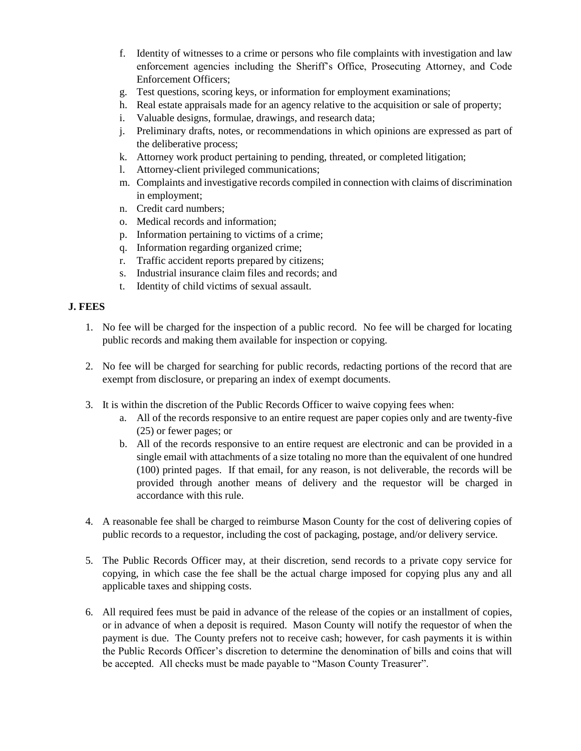f. Identity of witnesses to a crime or persons who file complaints with investigation and law enforcement agencies including the Sheriff's Office, Prosecuting Attorney, and Code Enforcement Officers;
g. Test questions, scoring keys, or information for employment examinations;
h. Real estate appraisals made for an agency relative to the acquisition or sale of property;
i. Valuable designs, formulae, drawings, and research data;
j. Preliminary drafts, notes, or recommendations in which opinions are expressed as part of the deliberative process;
k. Attorney work product pertaining to pending, threated, or completed litigation;
l. Attorney-client privileged communications;
m. Complaints and investigative records compiled in connection with claims of discrimination in employment;
n. Credit card numbers;
o. Medical records and information;
p. Information pertaining to victims of a crime;
q. Information regarding organized crime;
r. Traffic accident reports prepared by citizens;
s. Industrial insurance claim files and records; and
t. Identity of child victims of sexual assault.

**J. FEES**

1. No fee will be charged for the inspection of a public record. No fee will be charged for locating public records and making them available for inspection or copying.

2. No fee will be charged for searching for public records, redacting portions of the record that are exempt from disclosure, or preparing an index of exempt documents.

3. It is within the discretion of the Public Records Officer to waive copying fees when:
   a. All of the records responsive to an entire request are paper copies only and are twenty-five (25) or fewer pages; or
   b. All of the records responsive to an entire request are electronic and can be provided in a single email with attachments of a size totaling no more than the equivalent of one hundred (100) printed pages. If that email, for any reason, is not deliverable, the records will be provided through another means of delivery and the requestor will be charged in accordance with this rule.

4. A reasonable fee shall be charged to reimburse Mason County for the cost of delivering copies of public records to a requestor, including the cost of packaging, postage, and/or delivery service.

5. The Public Records Officer may, at their discretion, send records to a private copy service for copying, in which case the fee shall be the actual charge imposed for copying plus any and all applicable taxes and shipping costs.

6. All required fees must be paid in advance of the release of the copies or an installment of copies, or in advance of when a deposit is required. Mason County will notify the requestor of when the payment is due. The County prefers not to receive cash; however, for cash payments it is within the Public Records Officer's discretion to determine the denomination of bills and coins that will be accepted. All checks must be made payable to "Mason County Treasurer".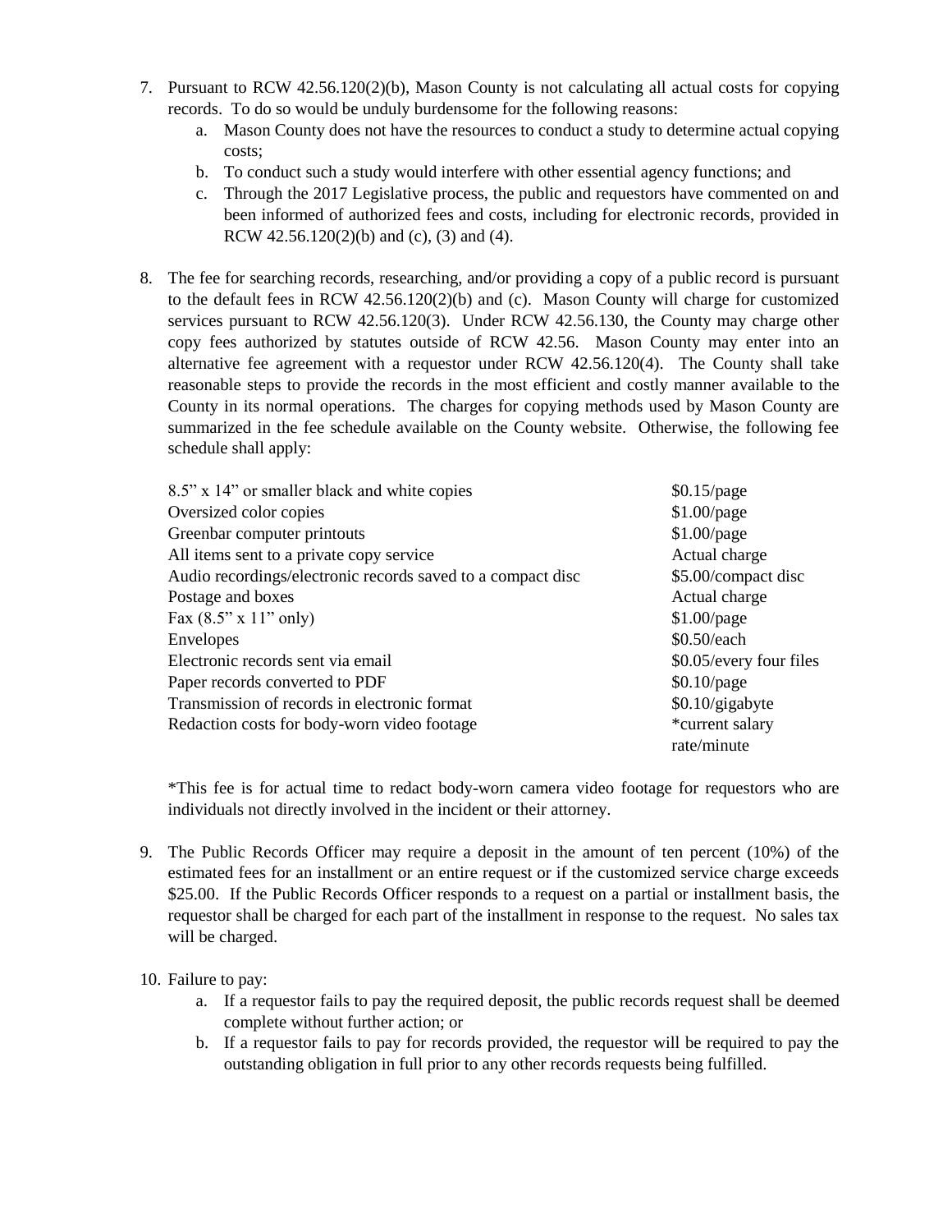7. Pursuant to RCW 42.56.120(2)(b), Mason County is not calculating all actual costs for copying records. To do so would be unduly burdensome for the following reasons:
   a. Mason County does not have the resources to conduct a study to determine actual copying costs;
   b. To conduct such a study would interfere with other essential agency functions; and
   c. Through the 2017 Legislative process, the public and requestors have commented on and been informed of authorized fees and costs, including for electronic records, provided in RCW 42.56.120(2)(b) and (c), (3) and (4).

8. The fee for searching records, researching, and/or providing a copy of a public record is pursuant to the default fees in RCW 42.56.120(2)(b) and (c). Mason County will charge for customized services pursuant to RCW 42.56.120(3). Under RCW 42.56.130, the County may charge other copy fees authorized by statutes outside of RCW 42.56. Mason County may enter into an alternative fee agreement with a requestor under RCW 42.56.120(4). The County shall take reasonable steps to provide the records in the most efficient and costly manner available to the County in its normal operations. The charges for copying methods used by Mason County are summarized in the fee schedule available on the County website. Otherwise, the following fee schedule shall apply:

| | |
|---|---|
| 8.5" x 14" or smaller black and white copies | $0.15/page |
| Oversized color copies | $1.00/page |
| Greenbar computer printouts | $1.00/page |
| All items sent to a private copy service | Actual charge |
| Audio recordings/electronic records saved to a compact disc | $5.00/compact disc |
| Postage and boxes | Actual charge |
| Fax (8.5" x 11" only) | $1.00/page |
| Envelopes | $0.50/each |
| Electronic records sent via email | $0.05/every four files |
| Paper records converted to PDF | $0.10/page |
| Transmission of records in electronic format | $0.10/gigabyte |
| Redaction costs for body-worn video footage | *current salary rate/minute |

*This fee is for actual time to redact body-worn camera video footage for requestors who are individuals not directly involved in the incident or their attorney.

9. The Public Records Officer may require a deposit in the amount of ten percent (10%) of the estimated fees for an installment or an entire request or if the customized service charge exceeds $25.00. If the Public Records Officer responds to a request on a partial or installment basis, the requestor shall be charged for each part of the installment in response to the request. No sales tax will be charged.

10. Failure to pay:
    a. If a requestor fails to pay the required deposit, the public records request shall be deemed complete without further action; or
    b. If a requestor fails to pay for records provided, the requestor will be required to pay the outstanding obligation in full prior to any other records requests being fulfilled.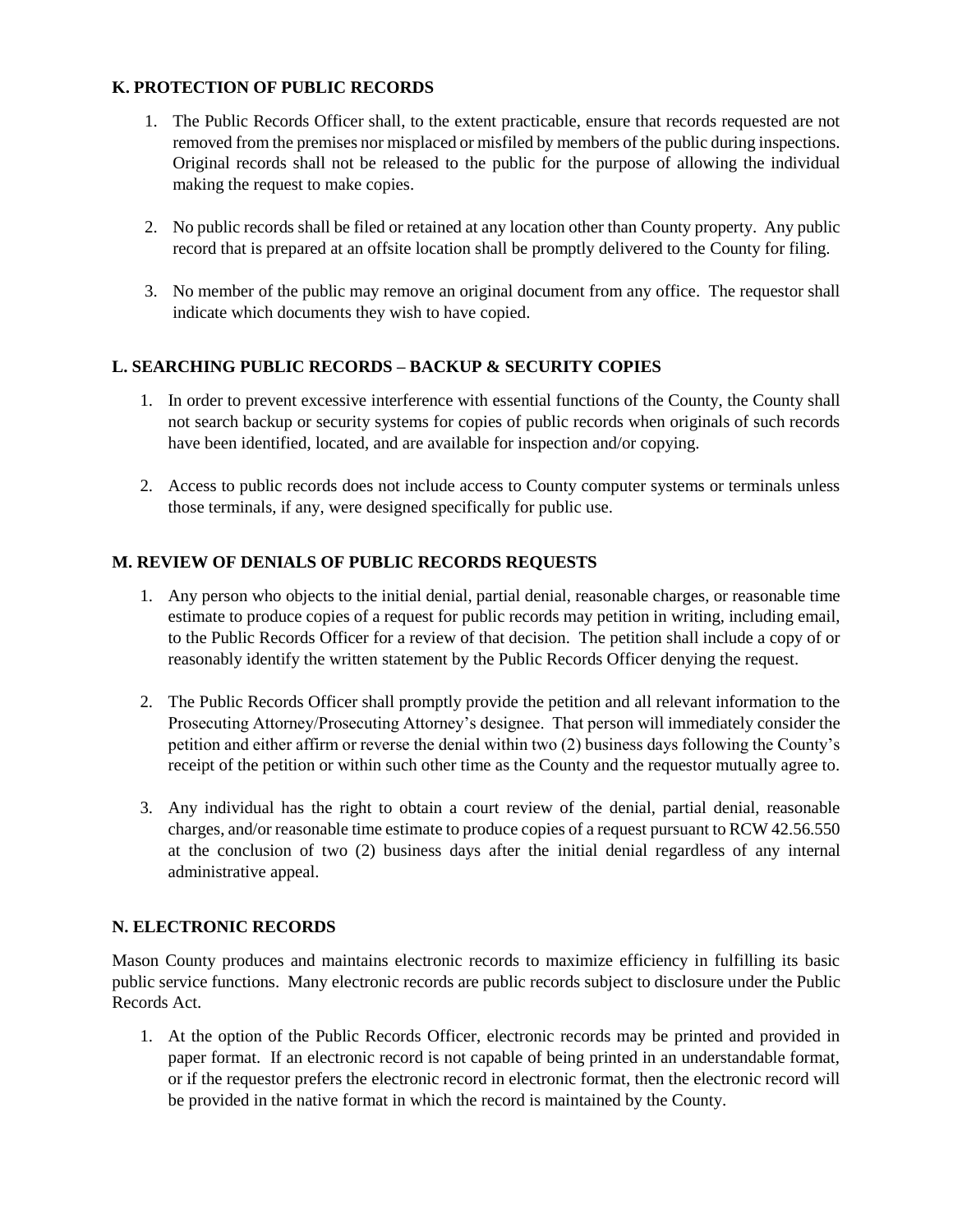### K. PROTECTION OF PUBLIC RECORDS

1. The Public Records Officer shall, to the extent practicable, ensure that records requested are not removed from the premises nor misplaced or misfiled by members of the public during inspections. Original records shall not be released to the public for the purpose of allowing the individual making the request to make copies.

2. No public records shall be filed or retained at any location other than County property. Any public record that is prepared at an offsite location shall be promptly delivered to the County for filing.

3. No member of the public may remove an original document from any office. The requestor shall indicate which documents they wish to have copied.

### L. SEARCHING PUBLIC RECORDS – BACKUP & SECURITY COPIES

1. In order to prevent excessive interference with essential functions of the County, the County shall not search backup or security systems for copies of public records when originals of such records have been identified, located, and are available for inspection and/or copying.

2. Access to public records does not include access to County computer systems or terminals unless those terminals, if any, were designed specifically for public use.

### M. REVIEW OF DENIALS OF PUBLIC RECORDS REQUESTS

1. Any person who objects to the initial denial, partial denial, reasonable charges, or reasonable time estimate to produce copies of a request for public records may petition in writing, including email, to the Public Records Officer for a review of that decision. The petition shall include a copy of or reasonably identify the written statement by the Public Records Officer denying the request.

2. The Public Records Officer shall promptly provide the petition and all relevant information to the Prosecuting Attorney/Prosecuting Attorney's designee. That person will immediately consider the petition and either affirm or reverse the denial within two (2) business days following the County's receipt of the petition or within such other time as the County and the requestor mutually agree to.

3. Any individual has the right to obtain a court review of the denial, partial denial, reasonable charges, and/or reasonable time estimate to produce copies of a request pursuant to RCW 42.56.550 at the conclusion of two (2) business days after the initial denial regardless of any internal administrative appeal.

### N. ELECTRONIC RECORDS

Mason County produces and maintains electronic records to maximize efficiency in fulfilling its basic public service functions. Many electronic records are public records subject to disclosure under the Public Records Act.

1. At the option of the Public Records Officer, electronic records may be printed and provided in paper format. If an electronic record is not capable of being printed in an understandable format, or if the requestor prefers the electronic record in electronic format, then the electronic record will be provided in the native format in which the record is maintained by the County.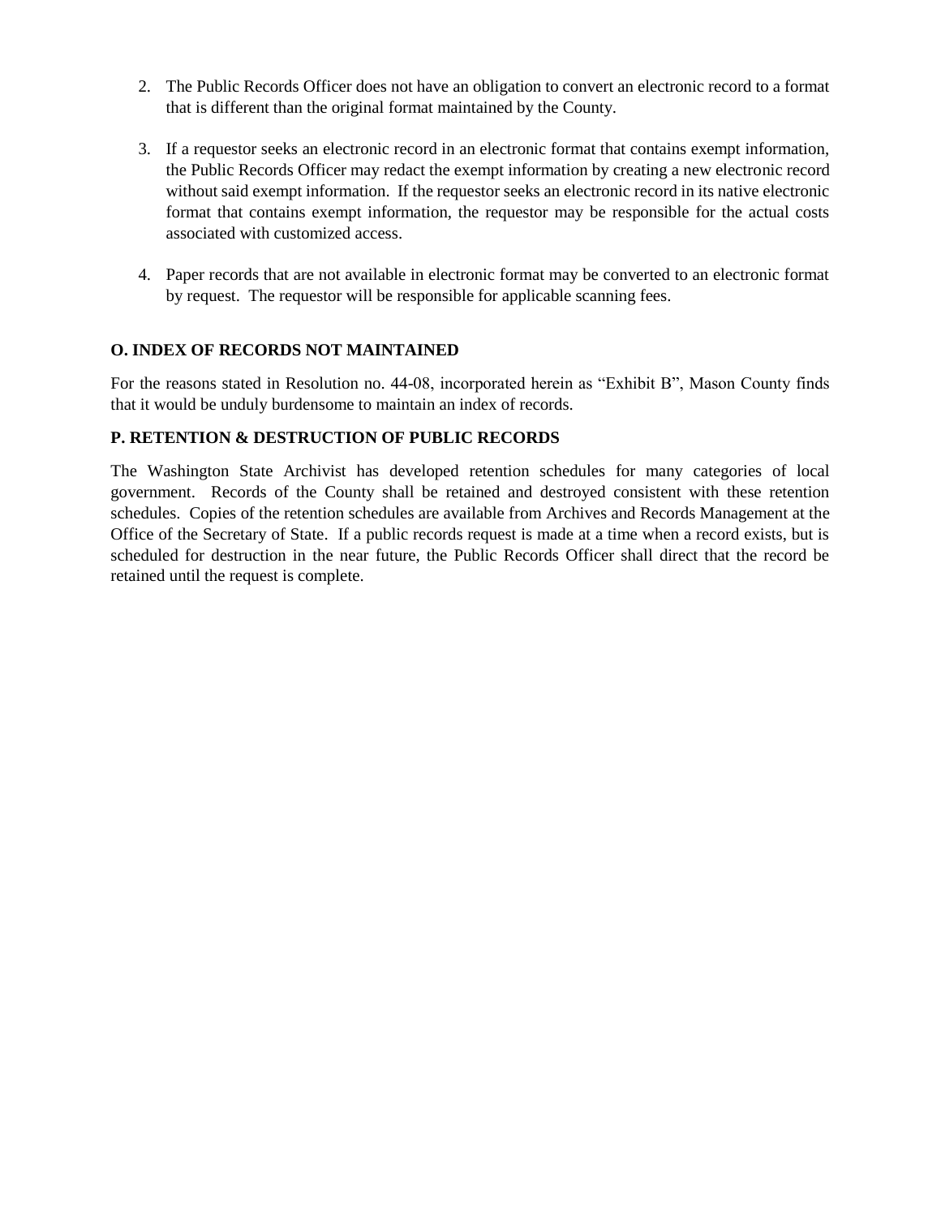2. The Public Records Officer does not have an obligation to convert an electronic record to a format that is different than the original format maintained by the County.

3. If a requestor seeks an electronic record in an electronic format that contains exempt information, the Public Records Officer may redact the exempt information by creating a new electronic record without said exempt information. If the requestor seeks an electronic record in its native electronic format that contains exempt information, the requestor may be responsible for the actual costs associated with customized access.

4. Paper records that are not available in electronic format may be converted to an electronic format by request. The requestor will be responsible for applicable scanning fees.

**O. INDEX OF RECORDS NOT MAINTAINED**

For the reasons stated in Resolution no. 44-08, incorporated herein as "Exhibit B", Mason County finds that it would be unduly burdensome to maintain an index of records.

**P. RETENTION & DESTRUCTION OF PUBLIC RECORDS**

The Washington State Archivist has developed retention schedules for many categories of local government. Records of the County shall be retained and destroyed consistent with these retention schedules. Copies of the retention schedules are available from Archives and Records Management at the Office of the Secretary of State. If a public records request is made at a time when a record exists, but is scheduled for destruction in the near future, the Public Records Officer shall direct that the record be retained until the request is complete.